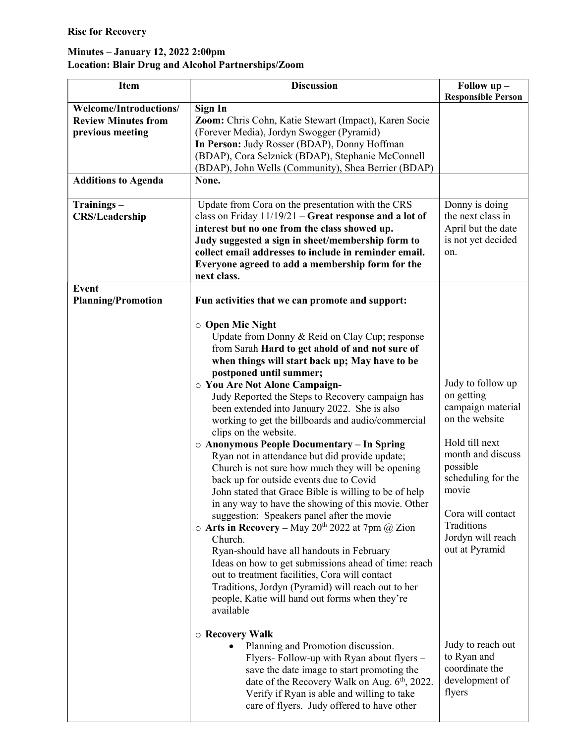**Rise for Recovery**

**Minutes – January 12, 2022 2:00pm**
**Location: Blair Drug and Alcohol Partnerships/Zoom**

| Item | Discussion | Follow up – Responsible Person |
|---|---|---|
| **Welcome/Introductions/ Review Minutes from previous meeting** | **Sign In**<br>**Zoom:** Chris Cohn, Katie Stewart (Impact), Karen Socie (Forever Media), Jordyn Swogger (Pyramid)<br>**In Person:** Judy Rosser (BDAP), Donny Hoffman (BDAP), Cora Selznick (BDAP), Stephanie McConnell (BDAP), John Wells (Community), Shea Berrier (BDAP) | |
| **Additions to Agenda** | **None.** | |
| **Trainings – CRS/Leadership** | Update from Cora on the presentation with the CRS class on Friday 11/19/21 **– Great response and a lot of interest but no one from the class showed up. Judy suggested a sign in sheet/membership form to collect email addresses to include in reminder email. Everyone agreed to add a membership form for the next class.** | Donny is doing the next class in April but the date is not yet decided on. |
| **Event Planning/Promotion** | **Fun activities that we can promote and support:**<br><br>○ **Open Mic Night**<br>Update from Donny & Reid on Clay Cup; response from Sarah **Hard to get ahold of and not sure of when things will start back up; May have to be postponed until summer;**<br>○ **You Are Not Alone Campaign-**<br>Judy Reported the Steps to Recovery campaign has been extended into January 2022. She is also working to get the billboards and audio/commercial clips on the website.<br>○ **Anonymous People Documentary – In Spring**<br>Ryan not in attendance but did provide update; Church is not sure how much they will be opening back up for outside events due to Covid<br>John stated that Grace Bible is willing to be of help in any way to have the showing of this movie. Other suggestion: Speakers panel after the movie<br>○ **Arts in Recovery –** May 20th 2022 at 7pm @ Zion Church.<br>Ryan-should have all handouts in February<br>Ideas on how to get submissions ahead of time: reach out to treatment facilities, Cora will contact Traditions, Jordyn (Pyramid) will reach out to her people, Katie will hand out forms when they're available<br><br>○ **Recovery Walk**<br>• Planning and Promotion discussion. Flyers- Follow-up with Ryan about flyers – save the date image to start promoting the date of the Recovery Walk on Aug. 6th, 2022. Verify if Ryan is able and willing to take care of flyers. Judy offered to have other | Judy to follow up on getting campaign material on the website<br><br>Hold till next month and discuss possible scheduling for the movie<br><br>Cora will contact Traditions<br>Jordyn will reach out at Pyramid<br><br>Judy to reach out to Ryan and coordinate the development of flyers |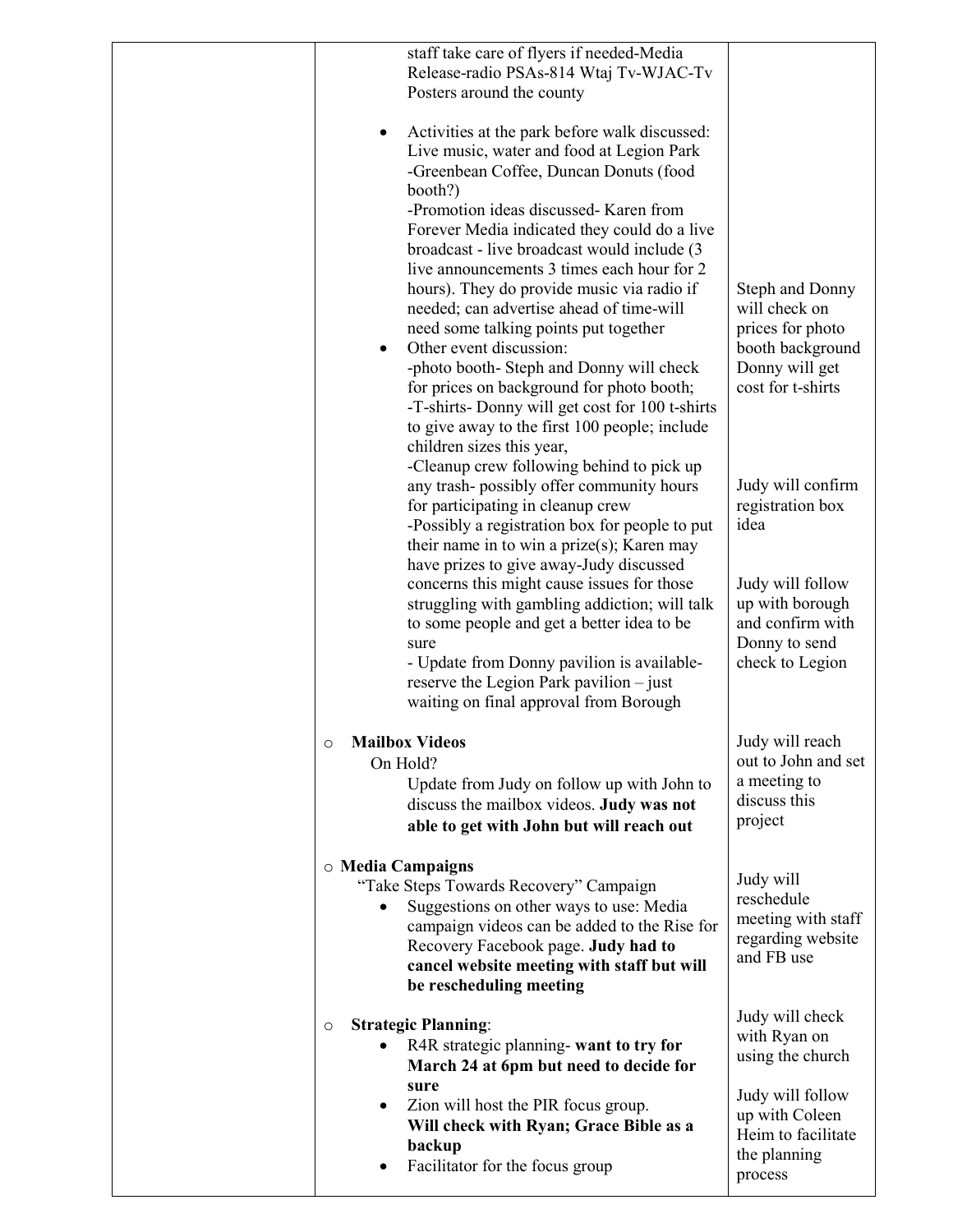| | | |
|---|---|---|
| | staff take care of flyers if needed-Media Release-radio PSAs-814 Wtaj Tv-WJAC-Tv Posters around the county<br><br>• Activities at the park before walk discussed: Live music, water and food at Legion Park -Greenbean Coffee, Duncan Donuts (food booth?) -Promotion ideas discussed- Karen from Forever Media indicated they could do a live broadcast - live broadcast would include (3 live announcements 3 times each hour for 2 hours). They do provide music via radio if needed; can advertise ahead of time-will need some talking points put together<br>• Other event discussion: -photo booth- Steph and Donny will check for prices on background for photo booth; -T-shirts- Donny will get cost for 100 t-shirts to give away to the first 100 people; include children sizes this year, -Cleanup crew following behind to pick up any trash- possibly offer community hours for participating in cleanup crew -Possibly a registration box for people to put their name in to win a prize(s); Karen may have prizes to give away-Judy discussed concerns this might cause issues for those struggling with gambling addiction; will talk to some people and get a better idea to be sure - Update from Donny pavilion is available-reserve the Legion Park pavilion – just waiting on final approval from Borough | Steph and Donny will check on prices for photo booth background Donny will get cost for t-shirts<br><br>Judy will confirm registration box idea<br><br>Judy will follow up with borough and confirm with Donny to send check to Legion |
| | ○ **Mailbox Videos**<br>On Hold?<br>Update from Judy on follow up with John to discuss the mailbox videos. **Judy was not able to get with John but will reach out** | Judy will reach out to John and set a meeting to discuss this project |
| | ○ **Media Campaigns**<br>"Take Steps Towards Recovery" Campaign<br>• Suggestions on other ways to use: Media campaign videos can be added to the Rise for Recovery Facebook page. **Judy had to cancel website meeting with staff but will be rescheduling meeting** | Judy will reschedule meeting with staff regarding website and FB use |
| | ○ **Strategic Planning**:<br>• R4R strategic planning- **want to try for March 24 at 6pm but need to decide for sure**<br>• Zion will host the PIR focus group. **Will check with Ryan; Grace Bible as a backup**<br>• Facilitator for the focus group | Judy will check with Ryan on using the church<br><br>Judy will follow up with Coleen Heim to facilitate the planning process |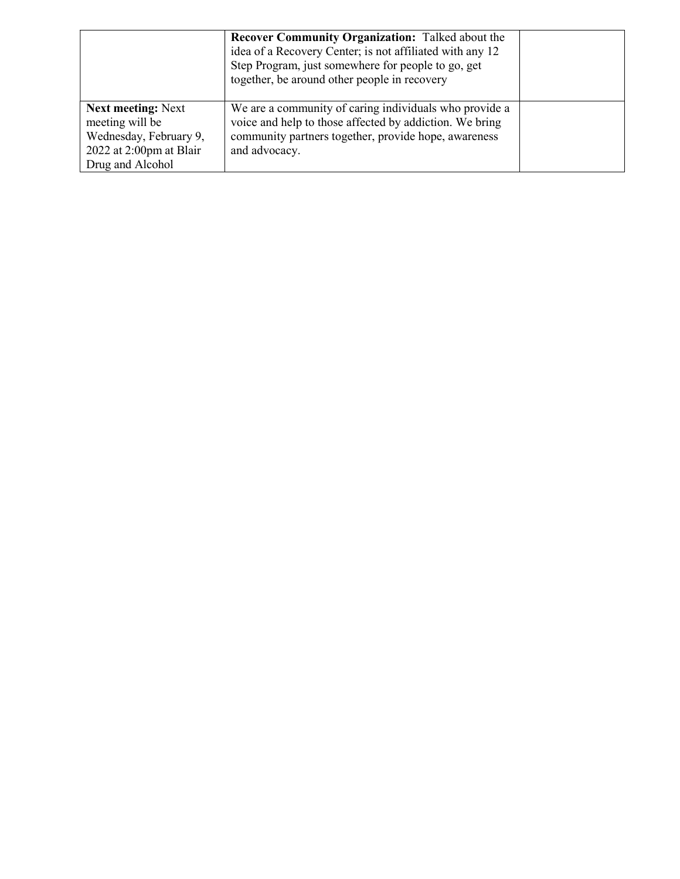| | | |
|---|---|---|
| | **Recover Community Organization:** Talked about the idea of a Recovery Center; is not affiliated with any 12 Step Program, just somewhere for people to go, get together, be around other people in recovery | |
| **Next meeting:** Next meeting will be Wednesday, February 9, 2022 at 2:00pm at Blair Drug and Alcohol | We are a community of caring individuals who provide a voice and help to those affected by addiction. We bring community partners together, provide hope, awareness and advocacy. | |